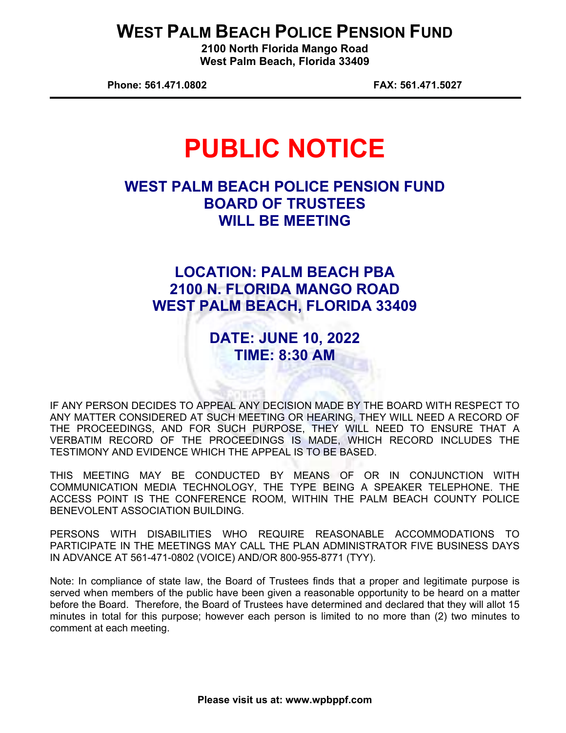# WEST PALM BEACH POLICE PENSION FUND

**2100 North Florida Mango Road**
**West Palm Beach, Florida 33409**

**Phone: 561.471.0802** **FAX: 561.471.5027**

# PUBLIC NOTICE

## WEST PALM BEACH POLICE PENSION FUND BOARD OF TRUSTEES WILL BE MEETING

## LOCATION: PALM BEACH PBA 2100 N. FLORIDA MANGO ROAD WEST PALM BEACH, FLORIDA 33409

## DATE: JUNE 10, 2022 TIME: 8:30 AM

IF ANY PERSON DECIDES TO APPEAL ANY DECISION MADE BY THE BOARD WITH RESPECT TO ANY MATTER CONSIDERED AT SUCH MEETING OR HEARING, THEY WILL NEED A RECORD OF THE PROCEEDINGS, AND FOR SUCH PURPOSE, THEY WILL NEED TO ENSURE THAT A VERBATIM RECORD OF THE PROCEEDINGS IS MADE, WHICH RECORD INCLUDES THE TESTIMONY AND EVIDENCE WHICH THE APPEAL IS TO BE BASED.

THIS MEETING MAY BE CONDUCTED BY MEANS OF OR IN CONJUNCTION WITH COMMUNICATION MEDIA TECHNOLOGY, THE TYPE BEING A SPEAKER TELEPHONE. THE ACCESS POINT IS THE CONFERENCE ROOM, WITHIN THE PALM BEACH COUNTY POLICE BENEVOLENT ASSOCIATION BUILDING.

PERSONS WITH DISABILITIES WHO REQUIRE REASONABLE ACCOMMODATIONS TO PARTICIPATE IN THE MEETINGS MAY CALL THE PLAN ADMINISTRATOR FIVE BUSINESS DAYS IN ADVANCE AT 561-471-0802 (VOICE) AND/OR 800-955-8771 (TYY).

Note: In compliance of state law, the Board of Trustees finds that a proper and legitimate purpose is served when members of the public have been given a reasonable opportunity to be heard on a matter before the Board. Therefore, the Board of Trustees have determined and declared that they will allot 15 minutes in total for this purpose; however each person is limited to no more than (2) two minutes to comment at each meeting.

**Please visit us at: www.wpbppf.com**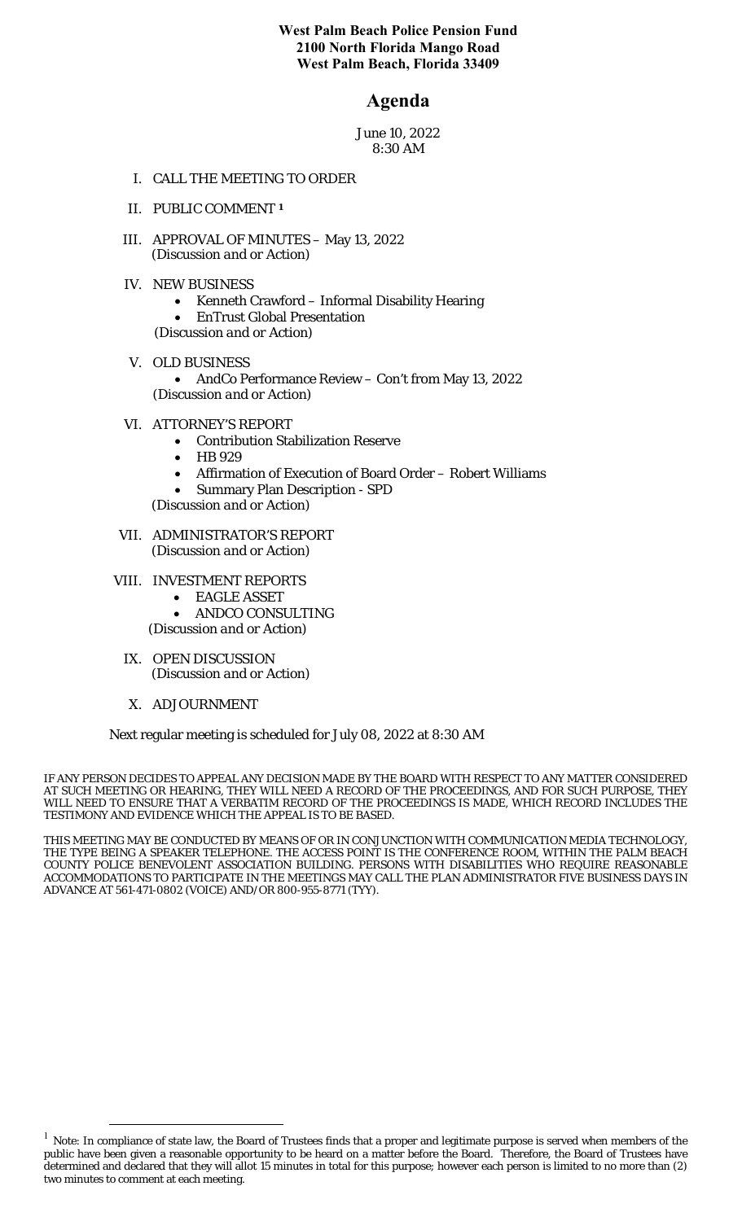**West Palm Beach Police Pension Fund**
**2100 North Florida Mango Road**
**West Palm Beach, Florida 33409**

# Agenda

June 10, 2022
8:30 AM

I. CALL THE MEETING TO ORDER

II. PUBLIC COMMENT [1]

III. APPROVAL OF MINUTES – May 13, 2022
*(Discussion and or Action)*

IV. NEW BUSINESS
- Kenneth Crawford – Informal Disability Hearing
- EnTrust Global Presentation

*(Discussion and or Action)*

V. OLD BUSINESS
- AndCo Performance Review – Con't from May 13, 2022

*(Discussion and or Action)*

VI. ATTORNEY'S REPORT
- Contribution Stabilization Reserve
- HB 929
- Affirmation of Execution of Board Order – Robert Williams
- Summary Plan Description - SPD

*(Discussion and or Action)*

VII. ADMINISTRATOR'S REPORT
*(Discussion and or Action)*

VIII. INVESTMENT REPORTS
- EAGLE ASSET
- ANDCO CONSULTING

*(Discussion and or Action)*

IX. OPEN DISCUSSION
*(Discussion and or Action)*

X. ADJOURNMENT

Next regular meeting is scheduled for July 08, 2022 at 8:30 AM

IF ANY PERSON DECIDES TO APPEAL ANY DECISION MADE BY THE BOARD WITH RESPECT TO ANY MATTER CONSIDERED AT SUCH MEETING OR HEARING, THEY WILL NEED A RECORD OF THE PROCEEDINGS, AND FOR SUCH PURPOSE, THEY WILL NEED TO ENSURE THAT A VERBATIM RECORD OF THE PROCEEDINGS IS MADE, WHICH RECORD INCLUDES THE TESTIMONY AND EVIDENCE WHICH THE APPEAL IS TO BE BASED.

THIS MEETING MAY BE CONDUCTED BY MEANS OF OR IN CONJUNCTION WITH COMMUNICATION MEDIA TECHNOLOGY, THE TYPE BEING A SPEAKER TELEPHONE. THE ACCESS POINT IS THE CONFERENCE ROOM, WITHIN THE PALM BEACH COUNTY POLICE BENEVOLENT ASSOCIATION BUILDING. PERSONS WITH DISABILITIES WHO REQUIRE REASONABLE ACCOMMODATIONS TO PARTICIPATE IN THE MEETINGS MAY CALL THE PLAN ADMINISTRATOR FIVE BUSINESS DAYS IN ADVANCE AT 561-471-0802 (VOICE) AND/OR 800-955-8771 (TYY).

---

[1] Note: In compliance of state law, the Board of Trustees finds that a proper and legitimate purpose is served when members of the public have been given a reasonable opportunity to be heard on a matter before the Board. Therefore, the Board of Trustees have determined and declared that they will allot 15 minutes in total for this purpose; however each person is limited to no more than (2) two minutes to comment at each meeting.